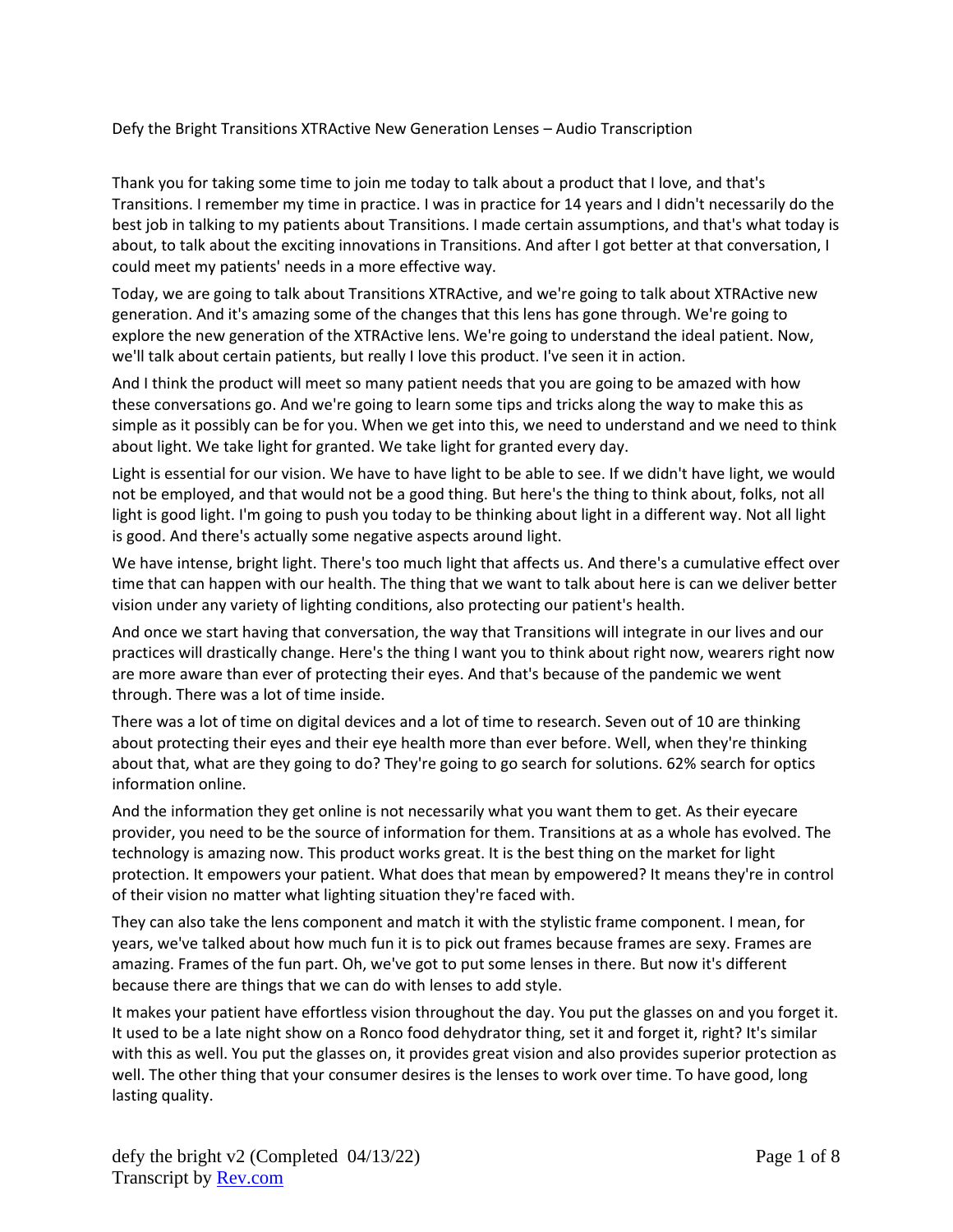# Defy the Bright Transitions XTRActive New Generation Lenses – Audio Transcription

Thank you for taking some time to join me today to talk about a product that I love, and that's Transitions. I remember my time in practice. I was in practice for 14 years and I didn't necessarily do the best job in talking to my patients about Transitions. I made certain assumptions, and that's what today is about, to talk about the exciting innovations in Transitions. And after I got better at that conversation, I could meet my patients' needs in a more effective way.

Today, we are going to talk about Transitions XTRActive, and we're going to talk about XTRActive new generation. And it's amazing some of the changes that this lens has gone through. We're going to explore the new generation of the XTRActive lens. We're going to understand the ideal patient. Now, we'll talk about certain patients, but really I love this product. I've seen it in action.

And I think the product will meet so many patient needs that you are going to be amazed with how these conversations go. And we're going to learn some tips and tricks along the way to make this as simple as it possibly can be for you. When we get into this, we need to understand and we need to think about light. We take light for granted. We take light for granted every day.

Light is essential for our vision. We have to have light to be able to see. If we didn't have light, we would not be employed, and that would not be a good thing. But here's the thing to think about, folks, not all light is good light. I'm going to push you today to be thinking about light in a different way. Not all light is good. And there's actually some negative aspects around light.

We have intense, bright light. There's too much light that affects us. And there's a cumulative effect over time that can happen with our health. The thing that we want to talk about here is can we deliver better vision under any variety of lighting conditions, also protecting our patient's health.

And once we start having that conversation, the way that Transitions will integrate in our lives and our practices will drastically change. Here's the thing I want you to think about right now, wearers right now are more aware than ever of protecting their eyes. And that's because of the pandemic we went through. There was a lot of time inside.

There was a lot of time on digital devices and a lot of time to research. Seven out of 10 are thinking about protecting their eyes and their eye health more than ever before. Well, when they're thinking about that, what are they going to do? They're going to go search for solutions. 62% search for optics information online.

And the information they get online is not necessarily what you want them to get. As their eyecare provider, you need to be the source of information for them. Transitions at as a whole has evolved. The technology is amazing now. This product works great. It is the best thing on the market for light protection. It empowers your patient. What does that mean by empowered? It means they're in control of their vision no matter what lighting situation they're faced with.

They can also take the lens component and match it with the stylistic frame component. I mean, for years, we've talked about how much fun it is to pick out frames because frames are sexy. Frames are amazing. Frames of the fun part. Oh, we've got to put some lenses in there. But now it's different because there are things that we can do with lenses to add style.

It makes your patient have effortless vision throughout the day. You put the glasses on and you forget it. It used to be a late night show on a Ronco food dehydrator thing, set it and forget it, right? It's similar with this as well. You put the glasses on, it provides great vision and also provides superior protection as well. The other thing that your consumer desires is the lenses to work over time. To have good, long lasting quality.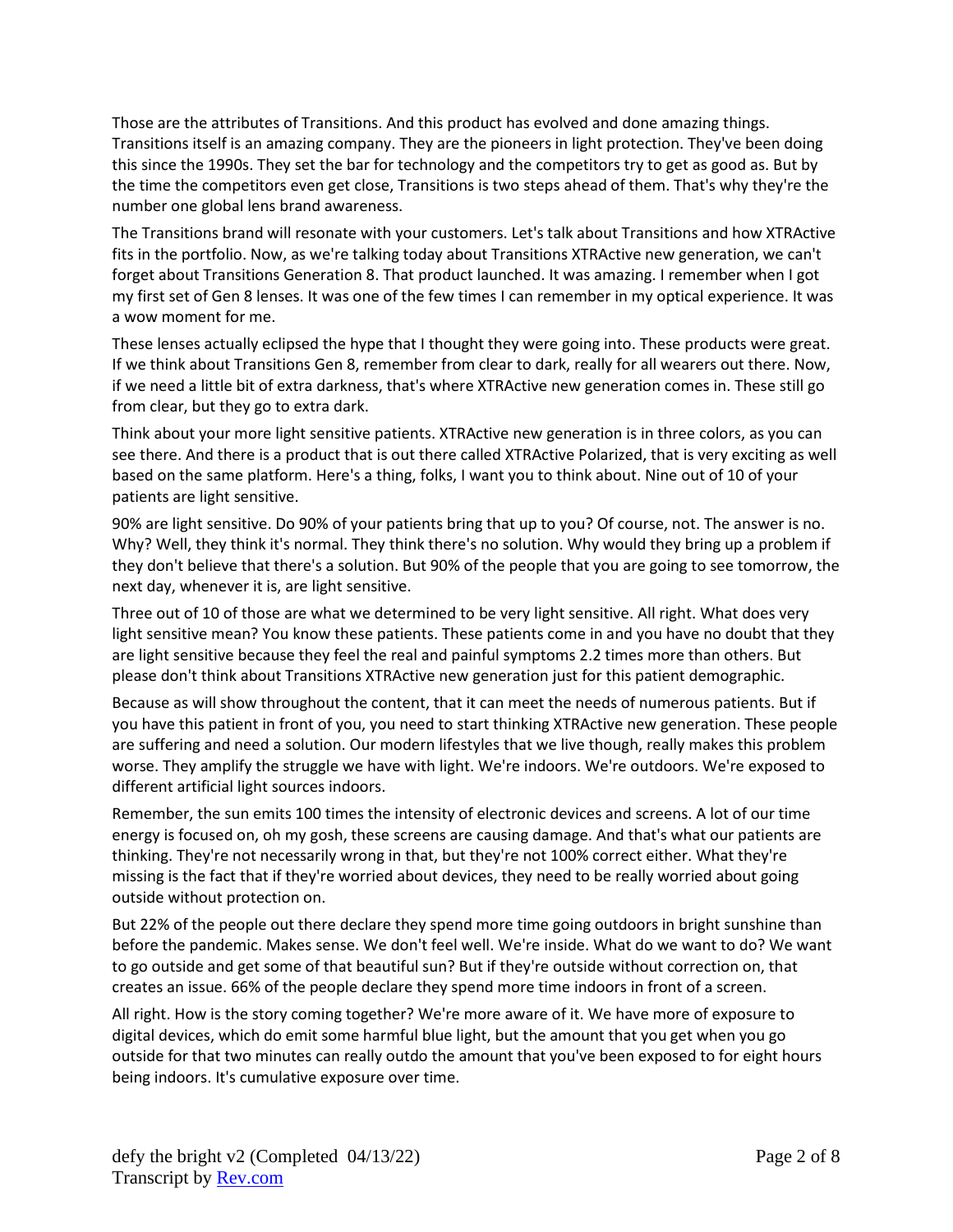Those are the attributes of Transitions. And this product has evolved and done amazing things. Transitions itself is an amazing company. They are the pioneers in light protection. They've been doing this since the 1990s. They set the bar for technology and the competitors try to get as good as. But by the time the competitors even get close, Transitions is two steps ahead of them. That's why they're the number one global lens brand awareness.

The Transitions brand will resonate with your customers. Let's talk about Transitions and how XTRActive fits in the portfolio. Now, as we're talking today about Transitions XTRActive new generation, we can't forget about Transitions Generation 8. That product launched. It was amazing. I remember when I got my first set of Gen 8 lenses. It was one of the few times I can remember in my optical experience. It was a wow moment for me.

These lenses actually eclipsed the hype that I thought they were going into. These products were great. If we think about Transitions Gen 8, remember from clear to dark, really for all wearers out there. Now, if we need a little bit of extra darkness, that's where XTRActive new generation comes in. These still go from clear, but they go to extra dark.

Think about your more light sensitive patients. XTRActive new generation is in three colors, as you can see there. And there is a product that is out there called XTRActive Polarized, that is very exciting as well based on the same platform. Here's a thing, folks, I want you to think about. Nine out of 10 of your patients are light sensitive.

90% are light sensitive. Do 90% of your patients bring that up to you? Of course, not. The answer is no. Why? Well, they think it's normal. They think there's no solution. Why would they bring up a problem if they don't believe that there's a solution. But 90% of the people that you are going to see tomorrow, the next day, whenever it is, are light sensitive.

Three out of 10 of those are what we determined to be very light sensitive. All right. What does very light sensitive mean? You know these patients. These patients come in and you have no doubt that they are light sensitive because they feel the real and painful symptoms 2.2 times more than others. But please don't think about Transitions XTRActive new generation just for this patient demographic.

Because as will show throughout the content, that it can meet the needs of numerous patients. But if you have this patient in front of you, you need to start thinking XTRActive new generation. These people are suffering and need a solution. Our modern lifestyles that we live though, really makes this problem worse. They amplify the struggle we have with light. We're indoors. We're outdoors. We're exposed to different artificial light sources indoors.

Remember, the sun emits 100 times the intensity of electronic devices and screens. A lot of our time energy is focused on, oh my gosh, these screens are causing damage. And that's what our patients are thinking. They're not necessarily wrong in that, but they're not 100% correct either. What they're missing is the fact that if they're worried about devices, they need to be really worried about going outside without protection on.

But 22% of the people out there declare they spend more time going outdoors in bright sunshine than before the pandemic. Makes sense. We don't feel well. We're inside. What do we want to do? We want to go outside and get some of that beautiful sun? But if they're outside without correction on, that creates an issue. 66% of the people declare they spend more time indoors in front of a screen.

All right. How is the story coming together? We're more aware of it. We have more of exposure to digital devices, which do emit some harmful blue light, but the amount that you get when you go outside for that two minutes can really outdo the amount that you've been exposed to for eight hours being indoors. It's cumulative exposure over time.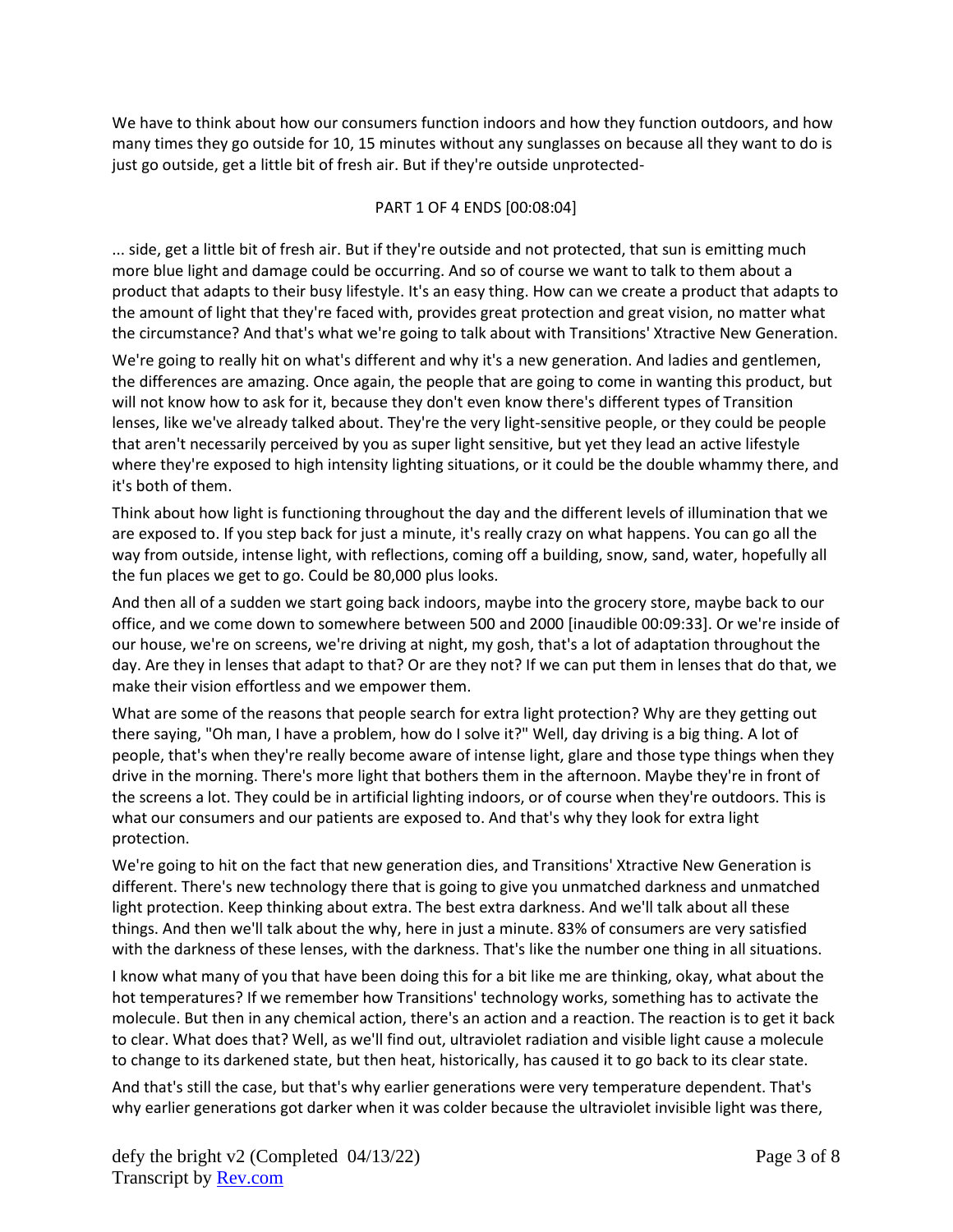We have to think about how our consumers function indoors and how they function outdoors, and how many times they go outside for 10, 15 minutes without any sunglasses on because all they want to do is just go outside, get a little bit of fresh air. But if they're outside unprotected-

PART 1 OF 4 ENDS [00:08:04]

... side, get a little bit of fresh air. But if they're outside and not protected, that sun is emitting much more blue light and damage could be occurring. And so of course we want to talk to them about a product that adapts to their busy lifestyle. It's an easy thing. How can we create a product that adapts to the amount of light that they're faced with, provides great protection and great vision, no matter what the circumstance? And that's what we're going to talk about with Transitions' Xtractive New Generation.

We're going to really hit on what's different and why it's a new generation. And ladies and gentlemen, the differences are amazing. Once again, the people that are going to come in wanting this product, but will not know how to ask for it, because they don't even know there's different types of Transition lenses, like we've already talked about. They're the very light-sensitive people, or they could be people that aren't necessarily perceived by you as super light sensitive, but yet they lead an active lifestyle where they're exposed to high intensity lighting situations, or it could be the double whammy there, and it's both of them.

Think about how light is functioning throughout the day and the different levels of illumination that we are exposed to. If you step back for just a minute, it's really crazy on what happens. You can go all the way from outside, intense light, with reflections, coming off a building, snow, sand, water, hopefully all the fun places we get to go. Could be 80,000 plus looks.

And then all of a sudden we start going back indoors, maybe into the grocery store, maybe back to our office, and we come down to somewhere between 500 and 2000 [inaudible 00:09:33]. Or we're inside of our house, we're on screens, we're driving at night, my gosh, that's a lot of adaptation throughout the day. Are they in lenses that adapt to that? Or are they not? If we can put them in lenses that do that, we make their vision effortless and we empower them.

What are some of the reasons that people search for extra light protection? Why are they getting out there saying, "Oh man, I have a problem, how do I solve it?" Well, day driving is a big thing. A lot of people, that's when they're really become aware of intense light, glare and those type things when they drive in the morning. There's more light that bothers them in the afternoon. Maybe they're in front of the screens a lot. They could be in artificial lighting indoors, or of course when they're outdoors. This is what our consumers and our patients are exposed to. And that's why they look for extra light protection.

We're going to hit on the fact that new generation dies, and Transitions' Xtractive New Generation is different. There's new technology there that is going to give you unmatched darkness and unmatched light protection. Keep thinking about extra. The best extra darkness. And we'll talk about all these things. And then we'll talk about the why, here in just a minute. 83% of consumers are very satisfied with the darkness of these lenses, with the darkness. That's like the number one thing in all situations.

I know what many of you that have been doing this for a bit like me are thinking, okay, what about the hot temperatures? If we remember how Transitions' technology works, something has to activate the molecule. But then in any chemical action, there's an action and a reaction. The reaction is to get it back to clear. What does that? Well, as we'll find out, ultraviolet radiation and visible light cause a molecule to change to its darkened state, but then heat, historically, has caused it to go back to its clear state.

And that's still the case, but that's why earlier generations were very temperature dependent. That's why earlier generations got darker when it was colder because the ultraviolet invisible light was there,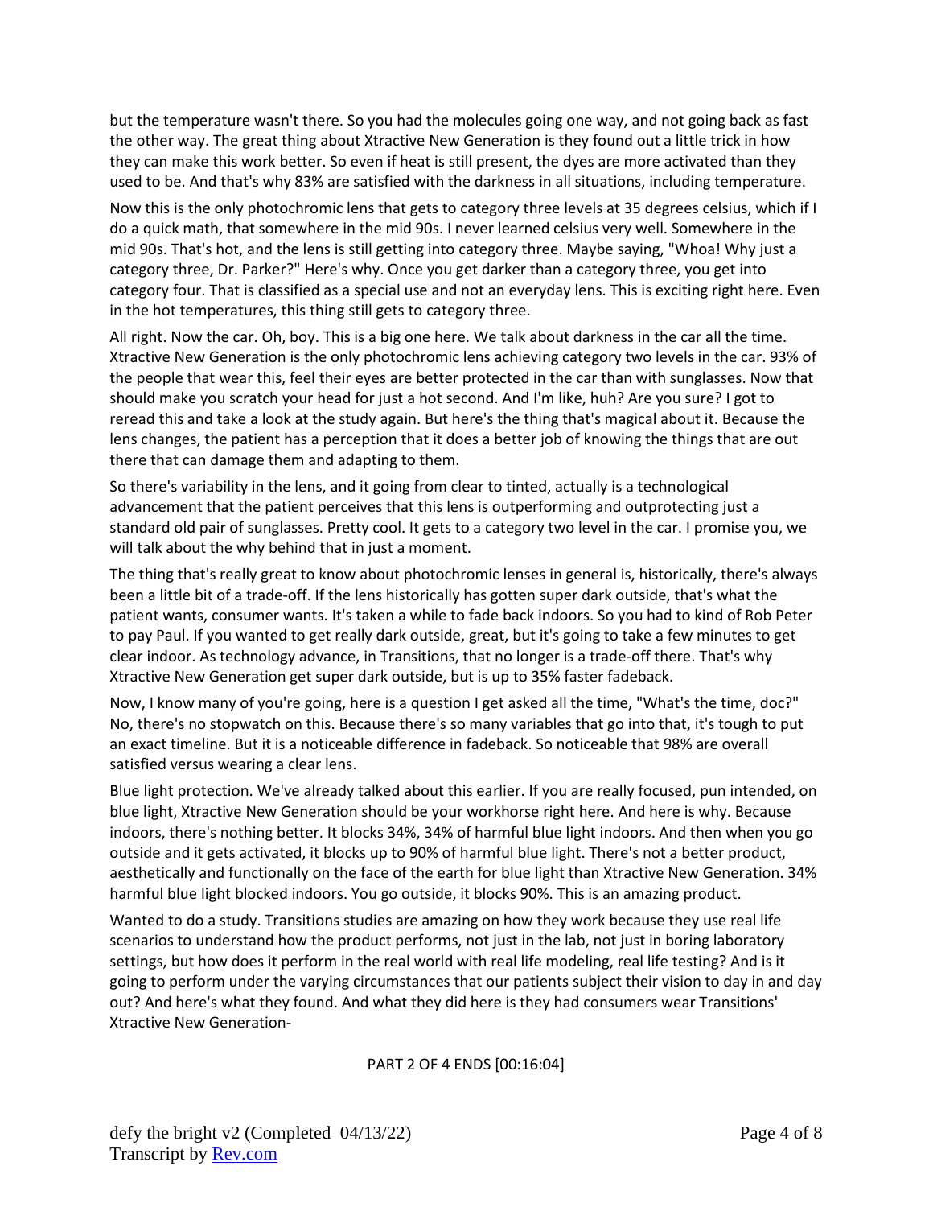but the temperature wasn't there. So you had the molecules going one way, and not going back as fast the other way. The great thing about Xtractive New Generation is they found out a little trick in how they can make this work better. So even if heat is still present, the dyes are more activated than they used to be. And that's why 83% are satisfied with the darkness in all situations, including temperature.

Now this is the only photochromic lens that gets to category three levels at 35 degrees celsius, which if I do a quick math, that somewhere in the mid 90s. I never learned celsius very well. Somewhere in the mid 90s. That's hot, and the lens is still getting into category three. Maybe saying, "Whoa! Why just a category three, Dr. Parker?" Here's why. Once you get darker than a category three, you get into category four. That is classified as a special use and not an everyday lens. This is exciting right here. Even in the hot temperatures, this thing still gets to category three.

All right. Now the car. Oh, boy. This is a big one here. We talk about darkness in the car all the time. Xtractive New Generation is the only photochromic lens achieving category two levels in the car. 93% of the people that wear this, feel their eyes are better protected in the car than with sunglasses. Now that should make you scratch your head for just a hot second. And I'm like, huh? Are you sure? I got to reread this and take a look at the study again. But here's the thing that's magical about it. Because the lens changes, the patient has a perception that it does a better job of knowing the things that are out there that can damage them and adapting to them.

So there's variability in the lens, and it going from clear to tinted, actually is a technological advancement that the patient perceives that this lens is outperforming and outprotecting just a standard old pair of sunglasses. Pretty cool. It gets to a category two level in the car. I promise you, we will talk about the why behind that in just a moment.

The thing that's really great to know about photochromic lenses in general is, historically, there's always been a little bit of a trade-off. If the lens historically has gotten super dark outside, that's what the patient wants, consumer wants. It's taken a while to fade back indoors. So you had to kind of Rob Peter to pay Paul. If you wanted to get really dark outside, great, but it's going to take a few minutes to get clear indoor. As technology advance, in Transitions, that no longer is a trade-off there. That's why Xtractive New Generation get super dark outside, but is up to 35% faster fadeback.

Now, I know many of you're going, here is a question I get asked all the time, "What's the time, doc?" No, there's no stopwatch on this. Because there's so many variables that go into that, it's tough to put an exact timeline. But it is a noticeable difference in fadeback. So noticeable that 98% are overall satisfied versus wearing a clear lens.

Blue light protection. We've already talked about this earlier. If you are really focused, pun intended, on blue light, Xtractive New Generation should be your workhorse right here. And here is why. Because indoors, there's nothing better. It blocks 34%, 34% of harmful blue light indoors. And then when you go outside and it gets activated, it blocks up to 90% of harmful blue light. There's not a better product, aesthetically and functionally on the face of the earth for blue light than Xtractive New Generation. 34% harmful blue light blocked indoors. You go outside, it blocks 90%. This is an amazing product.

Wanted to do a study. Transitions studies are amazing on how they work because they use real life scenarios to understand how the product performs, not just in the lab, not just in boring laboratory settings, but how does it perform in the real world with real life modeling, real life testing? And is it going to perform under the varying circumstances that our patients subject their vision to day in and day out? And here's what they found. And what they did here is they had consumers wear Transitions' Xtractive New Generation-

PART 2 OF 4 ENDS [00:16:04]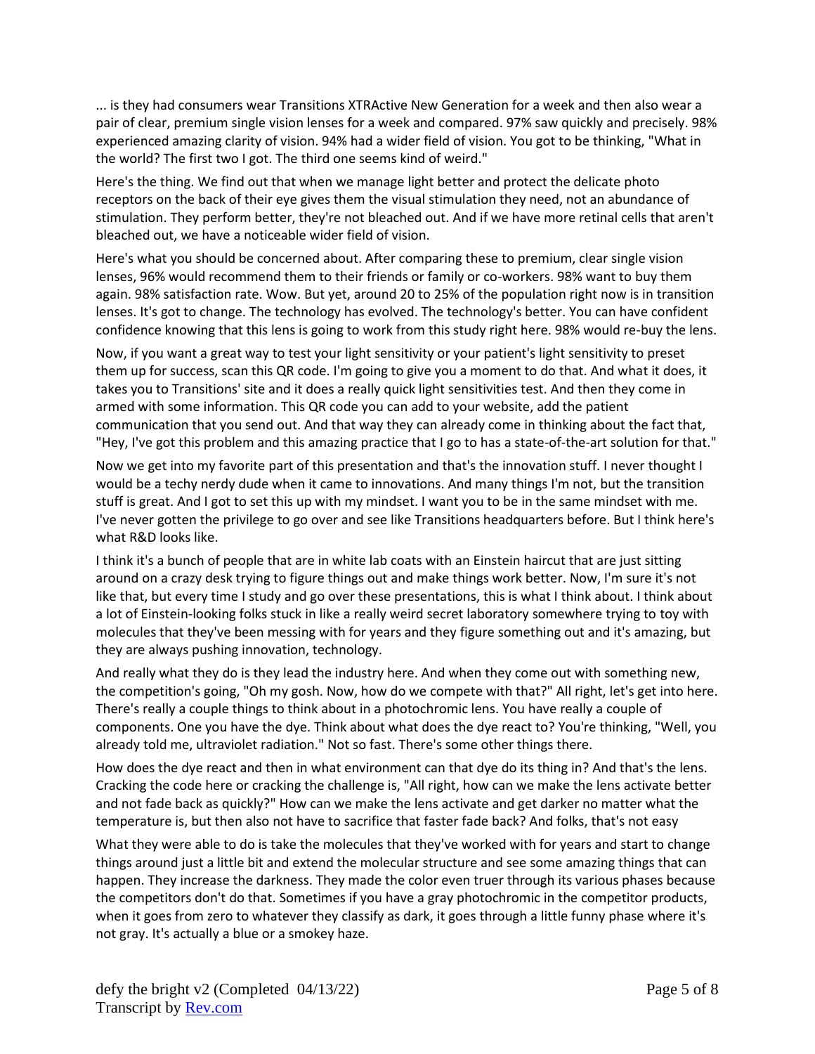... is they had consumers wear Transitions XTRActive New Generation for a week and then also wear a pair of clear, premium single vision lenses for a week and compared. 97% saw quickly and precisely. 98% experienced amazing clarity of vision. 94% had a wider field of vision. You got to be thinking, "What in the world? The first two I got. The third one seems kind of weird."

Here's the thing. We find out that when we manage light better and protect the delicate photo receptors on the back of their eye gives them the visual stimulation they need, not an abundance of stimulation. They perform better, they're not bleached out. And if we have more retinal cells that aren't bleached out, we have a noticeable wider field of vision.

Here's what you should be concerned about. After comparing these to premium, clear single vision lenses, 96% would recommend them to their friends or family or co-workers. 98% want to buy them again. 98% satisfaction rate. Wow. But yet, around 20 to 25% of the population right now is in transition lenses. It's got to change. The technology has evolved. The technology's better. You can have confident confidence knowing that this lens is going to work from this study right here. 98% would re-buy the lens.

Now, if you want a great way to test your light sensitivity or your patient's light sensitivity to preset them up for success, scan this QR code. I'm going to give you a moment to do that. And what it does, it takes you to Transitions' site and it does a really quick light sensitivities test. And then they come in armed with some information. This QR code you can add to your website, add the patient communication that you send out. And that way they can already come in thinking about the fact that, "Hey, I've got this problem and this amazing practice that I go to has a state-of-the-art solution for that."

Now we get into my favorite part of this presentation and that's the innovation stuff. I never thought I would be a techy nerdy dude when it came to innovations. And many things I'm not, but the transition stuff is great. And I got to set this up with my mindset. I want you to be in the same mindset with me. I've never gotten the privilege to go over and see like Transitions headquarters before. But I think here's what R&D looks like.

I think it's a bunch of people that are in white lab coats with an Einstein haircut that are just sitting around on a crazy desk trying to figure things out and make things work better. Now, I'm sure it's not like that, but every time I study and go over these presentations, this is what I think about. I think about a lot of Einstein-looking folks stuck in like a really weird secret laboratory somewhere trying to toy with molecules that they've been messing with for years and they figure something out and it's amazing, but they are always pushing innovation, technology.

And really what they do is they lead the industry here. And when they come out with something new, the competition's going, "Oh my gosh. Now, how do we compete with that?" All right, let's get into here. There's really a couple things to think about in a photochromic lens. You have really a couple of components. One you have the dye. Think about what does the dye react to? You're thinking, "Well, you already told me, ultraviolet radiation." Not so fast. There's some other things there.

How does the dye react and then in what environment can that dye do its thing in? And that's the lens. Cracking the code here or cracking the challenge is, "All right, how can we make the lens activate better and not fade back as quickly?" How can we make the lens activate and get darker no matter what the temperature is, but then also not have to sacrifice that faster fade back? And folks, that's not easy

What they were able to do is take the molecules that they've worked with for years and start to change things around just a little bit and extend the molecular structure and see some amazing things that can happen. They increase the darkness. They made the color even truer through its various phases because the competitors don't do that. Sometimes if you have a gray photochromic in the competitor products, when it goes from zero to whatever they classify as dark, it goes through a little funny phase where it's not gray. It's actually a blue or a smokey haze.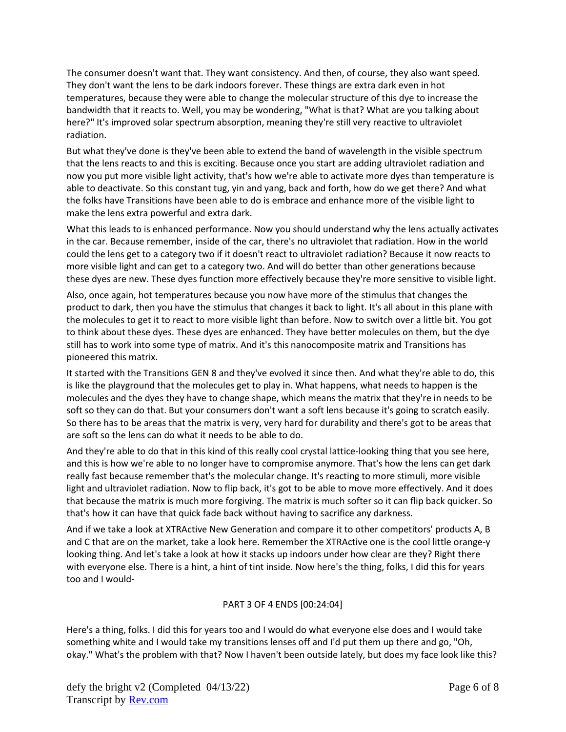The consumer doesn't want that. They want consistency. And then, of course, they also want speed. They don't want the lens to be dark indoors forever. These things are extra dark even in hot temperatures, because they were able to change the molecular structure of this dye to increase the bandwidth that it reacts to. Well, you may be wondering, "What is that? What are you talking about here?" It's improved solar spectrum absorption, meaning they're still very reactive to ultraviolet radiation.

But what they've done is they've been able to extend the band of wavelength in the visible spectrum that the lens reacts to and this is exciting. Because once you start are adding ultraviolet radiation and now you put more visible light activity, that's how we're able to activate more dyes than temperature is able to deactivate. So this constant tug, yin and yang, back and forth, how do we get there? And what the folks have Transitions have been able to do is embrace and enhance more of the visible light to make the lens extra powerful and extra dark.

What this leads to is enhanced performance. Now you should understand why the lens actually activates in the car. Because remember, inside of the car, there's no ultraviolet that radiation. How in the world could the lens get to a category two if it doesn't react to ultraviolet radiation? Because it now reacts to more visible light and can get to a category two. And will do better than other generations because these dyes are new. These dyes function more effectively because they're more sensitive to visible light.

Also, once again, hot temperatures because you now have more of the stimulus that changes the product to dark, then you have the stimulus that changes it back to light. It's all about in this plane with the molecules to get it to react to more visible light than before. Now to switch over a little bit. You got to think about these dyes. These dyes are enhanced. They have better molecules on them, but the dye still has to work into some type of matrix. And it's this nanocomposite matrix and Transitions has pioneered this matrix.

It started with the Transitions GEN 8 and they've evolved it since then. And what they're able to do, this is like the playground that the molecules get to play in. What happens, what needs to happen is the molecules and the dyes they have to change shape, which means the matrix that they're in needs to be soft so they can do that. But your consumers don't want a soft lens because it's going to scratch easily. So there has to be areas that the matrix is very, very hard for durability and there's got to be areas that are soft so the lens can do what it needs to be able to do.

And they're able to do that in this kind of this really cool crystal lattice-looking thing that you see here, and this is how we're able to no longer have to compromise anymore. That's how the lens can get dark really fast because remember that's the molecular change. It's reacting to more stimuli, more visible light and ultraviolet radiation. Now to flip back, it's got to be able to move more effectively. And it does that because the matrix is much more forgiving. The matrix is much softer so it can flip back quicker. So that's how it can have that quick fade back without having to sacrifice any darkness.

And if we take a look at XTRActive New Generation and compare it to other competitors' products A, B and C that are on the market, take a look here. Remember the XTRActive one is the cool little orange-y looking thing. And let's take a look at how it stacks up indoors under how clear are they? Right there with everyone else. There is a hint, a hint of tint inside. Now here's the thing, folks, I did this for years too and I would-

PART 3 OF 4 ENDS [00:24:04]

Here's a thing, folks. I did this for years too and I would do what everyone else does and I would take something white and I would take my transitions lenses off and I'd put them up there and go, "Oh, okay." What's the problem with that? Now I haven't been outside lately, but does my face look like this?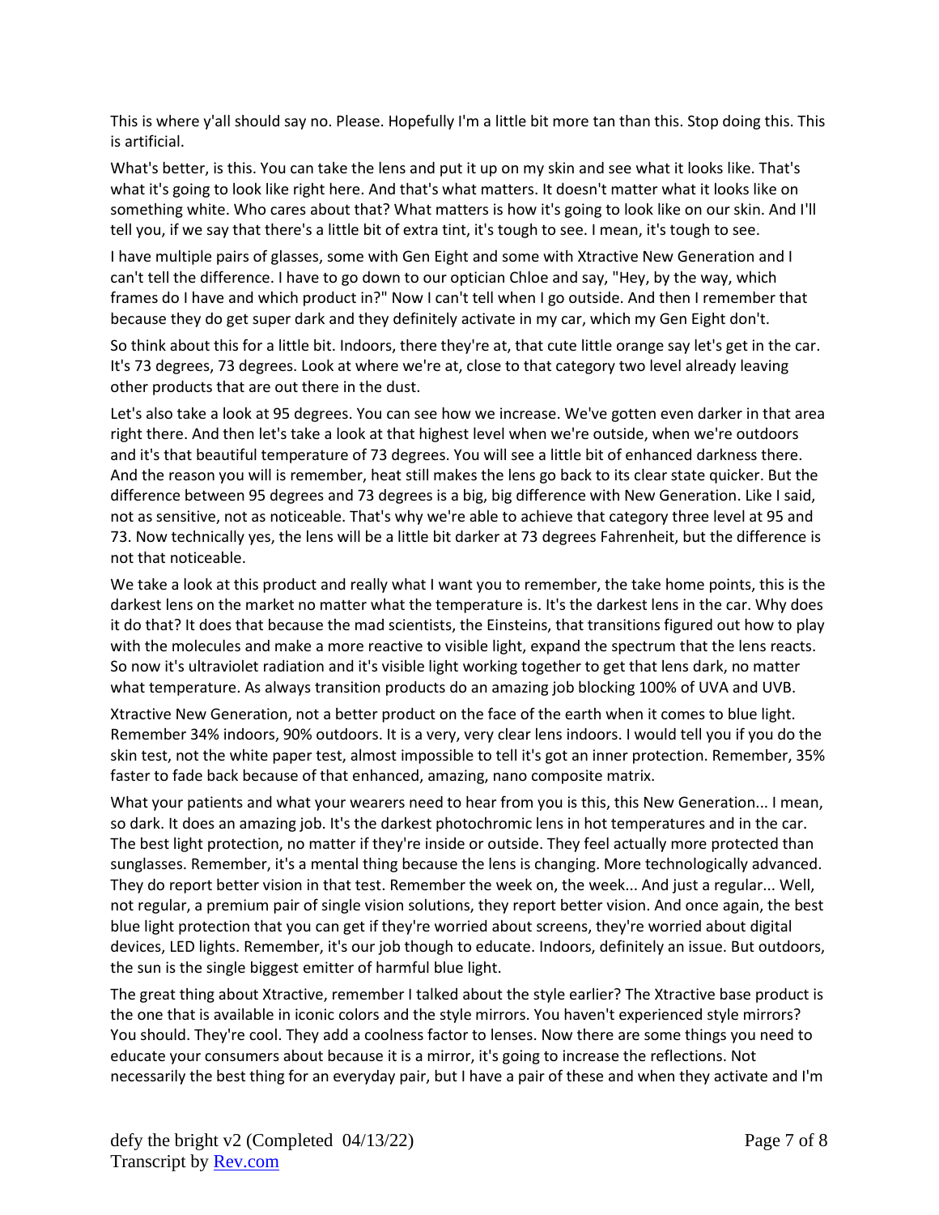This is where y'all should say no. Please. Hopefully I'm a little bit more tan than this. Stop doing this. This is artificial.

What's better, is this. You can take the lens and put it up on my skin and see what it looks like. That's what it's going to look like right here. And that's what matters. It doesn't matter what it looks like on something white. Who cares about that? What matters is how it's going to look like on our skin. And I'll tell you, if we say that there's a little bit of extra tint, it's tough to see. I mean, it's tough to see.

I have multiple pairs of glasses, some with Gen Eight and some with Xtractive New Generation and I can't tell the difference. I have to go down to our optician Chloe and say, "Hey, by the way, which frames do I have and which product in?" Now I can't tell when I go outside. And then I remember that because they do get super dark and they definitely activate in my car, which my Gen Eight don't.

So think about this for a little bit. Indoors, there they're at, that cute little orange say let's get in the car. It's 73 degrees, 73 degrees. Look at where we're at, close to that category two level already leaving other products that are out there in the dust.

Let's also take a look at 95 degrees. You can see how we increase. We've gotten even darker in that area right there. And then let's take a look at that highest level when we're outside, when we're outdoors and it's that beautiful temperature of 73 degrees. You will see a little bit of enhanced darkness there. And the reason you will is remember, heat still makes the lens go back to its clear state quicker. But the difference between 95 degrees and 73 degrees is a big, big difference with New Generation. Like I said, not as sensitive, not as noticeable. That's why we're able to achieve that category three level at 95 and 73. Now technically yes, the lens will be a little bit darker at 73 degrees Fahrenheit, but the difference is not that noticeable.

We take a look at this product and really what I want you to remember, the take home points, this is the darkest lens on the market no matter what the temperature is. It's the darkest lens in the car. Why does it do that? It does that because the mad scientists, the Einsteins, that transitions figured out how to play with the molecules and make a more reactive to visible light, expand the spectrum that the lens reacts. So now it's ultraviolet radiation and it's visible light working together to get that lens dark, no matter what temperature. As always transition products do an amazing job blocking 100% of UVA and UVB.

Xtractive New Generation, not a better product on the face of the earth when it comes to blue light. Remember 34% indoors, 90% outdoors. It is a very, very clear lens indoors. I would tell you if you do the skin test, not the white paper test, almost impossible to tell it's got an inner protection. Remember, 35% faster to fade back because of that enhanced, amazing, nano composite matrix.

What your patients and what your wearers need to hear from you is this, this New Generation... I mean, so dark. It does an amazing job. It's the darkest photochromic lens in hot temperatures and in the car. The best light protection, no matter if they're inside or outside. They feel actually more protected than sunglasses. Remember, it's a mental thing because the lens is changing. More technologically advanced. They do report better vision in that test. Remember the week on, the week... And just a regular... Well, not regular, a premium pair of single vision solutions, they report better vision. And once again, the best blue light protection that you can get if they're worried about screens, they're worried about digital devices, LED lights. Remember, it's our job though to educate. Indoors, definitely an issue. But outdoors, the sun is the single biggest emitter of harmful blue light.

The great thing about Xtractive, remember I talked about the style earlier? The Xtractive base product is the one that is available in iconic colors and the style mirrors. You haven't experienced style mirrors? You should. They're cool. They add a coolness factor to lenses. Now there are some things you need to educate your consumers about because it is a mirror, it's going to increase the reflections. Not necessarily the best thing for an everyday pair, but I have a pair of these and when they activate and I'm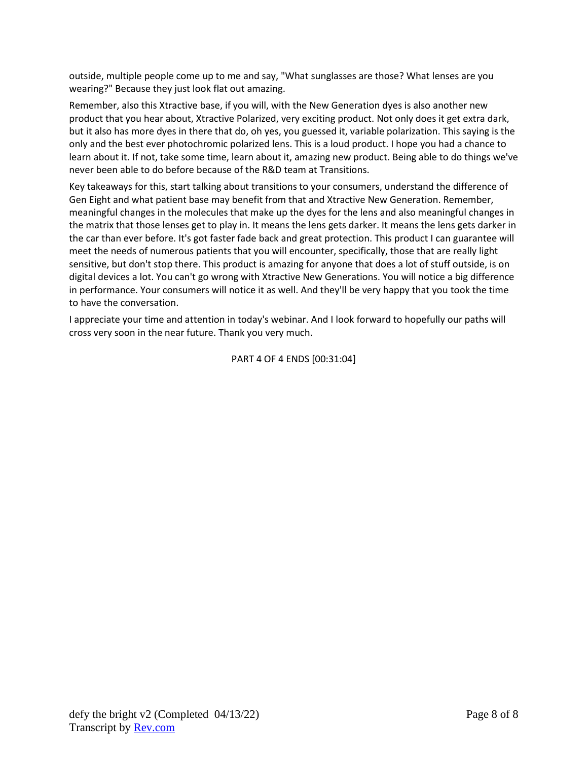outside, multiple people come up to me and say, "What sunglasses are those? What lenses are you wearing?" Because they just look flat out amazing.

Remember, also this Xtractive base, if you will, with the New Generation dyes is also another new product that you hear about, Xtractive Polarized, very exciting product. Not only does it get extra dark, but it also has more dyes in there that do, oh yes, you guessed it, variable polarization. This saying is the only and the best ever photochromic polarized lens. This is a loud product. I hope you had a chance to learn about it. If not, take some time, learn about it, amazing new product. Being able to do things we've never been able to do before because of the R&D team at Transitions.

Key takeaways for this, start talking about transitions to your consumers, understand the difference of Gen Eight and what patient base may benefit from that and Xtractive New Generation. Remember, meaningful changes in the molecules that make up the dyes for the lens and also meaningful changes in the matrix that those lenses get to play in. It means the lens gets darker. It means the lens gets darker in the car than ever before. It's got faster fade back and great protection. This product I can guarantee will meet the needs of numerous patients that you will encounter, specifically, those that are really light sensitive, but don't stop there. This product is amazing for anyone that does a lot of stuff outside, is on digital devices a lot. You can't go wrong with Xtractive New Generations. You will notice a big difference in performance. Your consumers will notice it as well. And they'll be very happy that you took the time to have the conversation.

I appreciate your time and attention in today's webinar. And I look forward to hopefully our paths will cross very soon in the near future. Thank you very much.

PART 4 OF 4 ENDS [00:31:04]